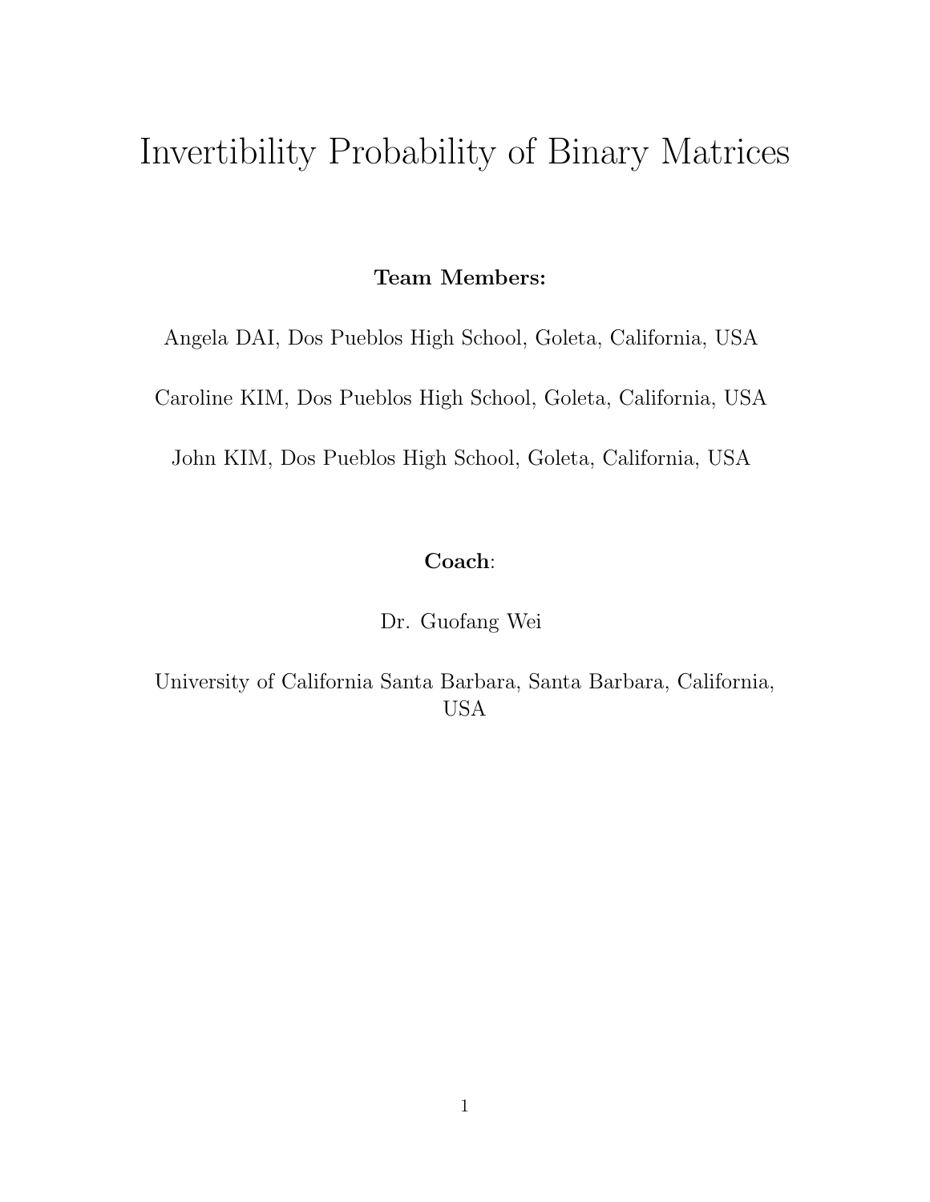# Invertibility Probability of Binary Matrices

**Team Members:**

Angela DAI, Dos Pueblos High School, Goleta, California, USA

Caroline KIM, Dos Pueblos High School, Goleta, California, USA

John KIM, Dos Pueblos High School, Goleta, California, USA

**Coach**:

Dr. Guofang Wei

University of California Santa Barbara, Santa Barbara, California, USA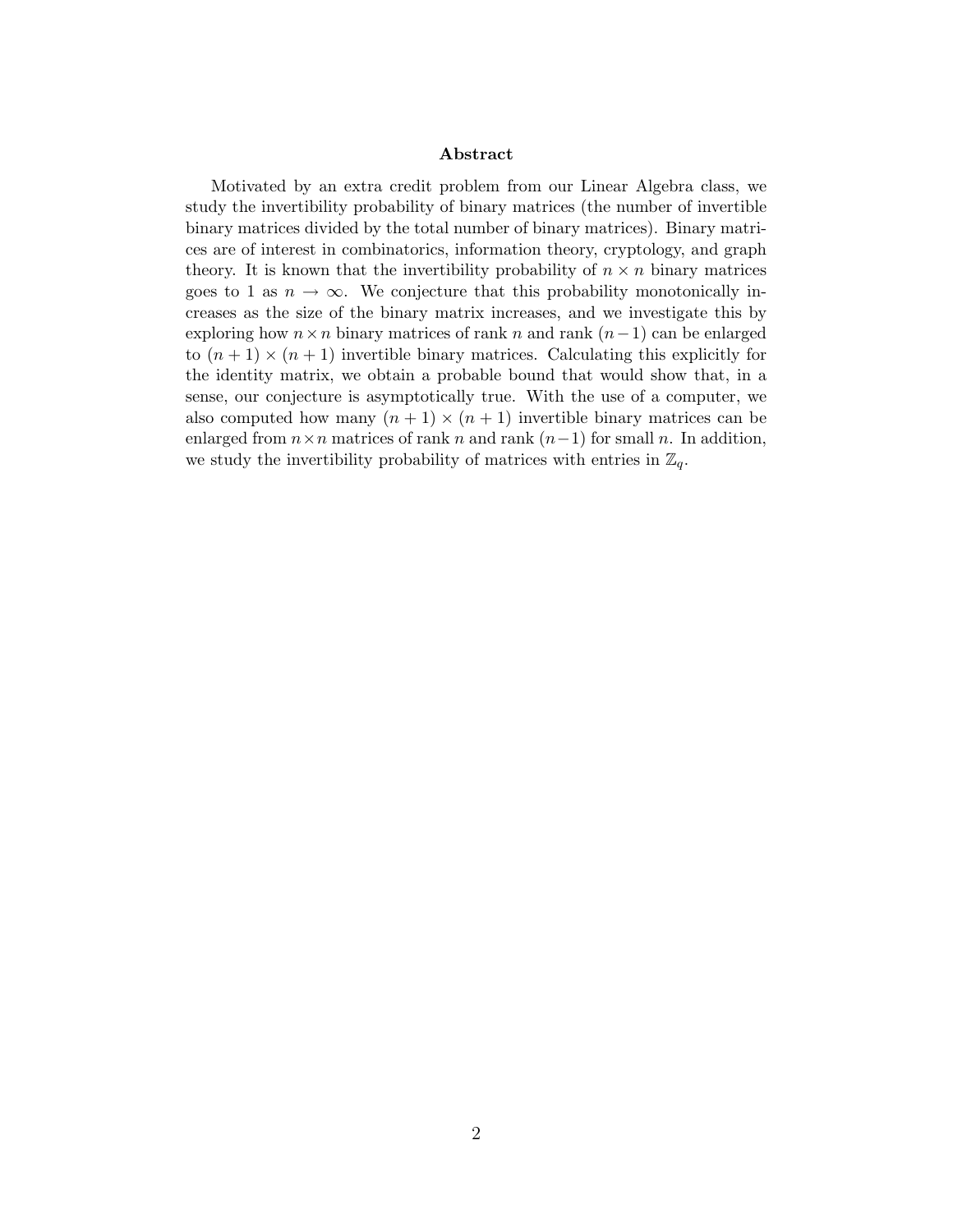## Abstract

Motivated by an extra credit problem from our Linear Algebra class, we study the invertibility probability of binary matrices (the number of invertible binary matrices divided by the total number of binary matrices). Binary matrices are of interest in combinatorics, information theory, cryptology, and graph theory. It is known that the invertibility probability of $n \times n$ binary matrices goes to 1 as $n \to \infty$. We conjecture that this probability monotonically increases as the size of the binary matrix increases, and we investigate this by exploring how $n \times n$ binary matrices of rank $n$ and rank $(n-1)$ can be enlarged to $(n+1) \times (n+1)$ invertible binary matrices. Calculating this explicitly for the identity matrix, we obtain a probable bound that would show that, in a sense, our conjecture is asymptotically true. With the use of a computer, we also computed how many $(n+1) \times (n+1)$ invertible binary matrices can be enlarged from $n \times n$ matrices of rank $n$ and rank $(n-1)$ for small $n$. In addition, we study the invertibility probability of matrices with entries in $\mathbb{Z}_q$.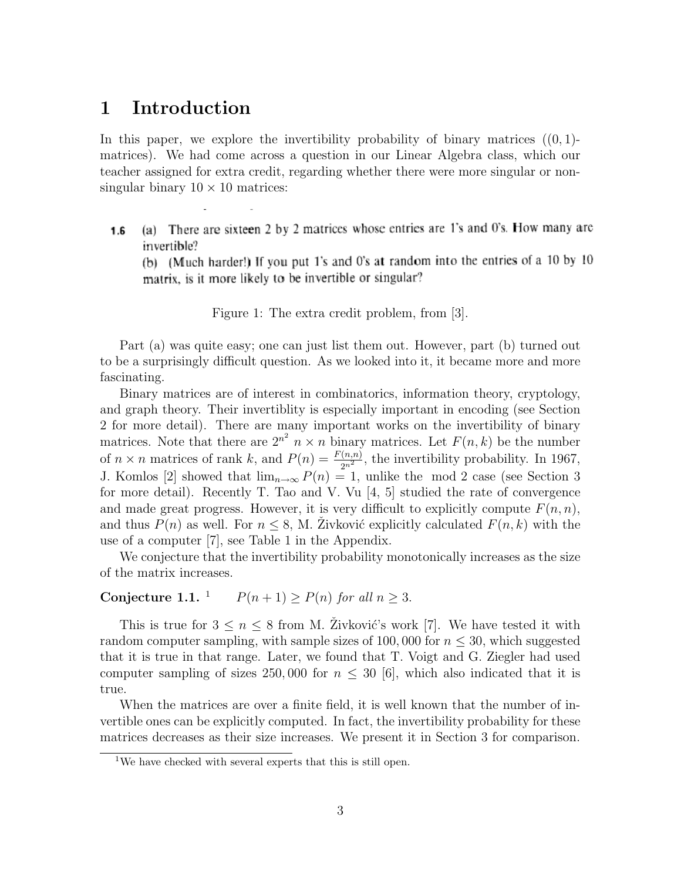# 1 Introduction

In this paper, we explore the invertibility probability of binary matrices ((0, 1)-matrices). We had come across a question in our Linear Algebra class, which our teacher assigned for extra credit, regarding whether there were more singular or non-singular binary $10 \times 10$ matrices:

**1.6** (a) There are sixteen 2 by 2 matrices whose entries are 1's and 0's. How many are invertible?
(b) (Much harder!) If you put 1's and 0's at random into the entries of a 10 by 10 matrix, is it more likely to be invertible or singular?

Figure 1: The extra credit problem, from [3].

Part (a) was quite easy; one can just list them out. However, part (b) turned out to be a surprisingly difficult question. As we looked into it, it became more and more fascinating.

Binary matrices are of interest in combinatorics, information theory, cryptology, and graph theory. Their invertiblity is especially important in encoding (see Section 2 for more detail). There are many important works on the invertibility of binary matrices. Note that there are $2^{n^2}$ $n \times n$ binary matrices. Let $F(n, k)$ be the number of $n \times n$ matrices of rank $k$, and $P(n) = \frac{F(n,n)}{2^{n^2}}$, the invertibility probability. In 1967, J. Komlos [2] showed that $\lim_{n\to\infty} P(n) = 1$, unlike the mod 2 case (see Section 3 for more detail). Recently T. Tao and V. Vu [4, 5] studied the rate of convergence and made great progress. However, it is very difficult to explicitly compute $F(n, n)$, and thus $P(n)$ as well. For $n \leq 8$, M. Živković explicitly calculated $F(n, k)$ with the use of a computer [7], see Table 1 in the Appendix.

We conjecture that the invertibility probability monotonically increases as the size of the matrix increases.

**Conjecture 1.1.** [1] *$P(n + 1) \geq P(n)$ for all $n \geq 3$.*

This is true for $3 \leq n \leq 8$ from M. Živković's work [7]. We have tested it with random computer sampling, with sample sizes of 100,000 for $n \leq 30$, which suggested that it is true in that range. Later, we found that T. Voigt and G. Ziegler had used computer sampling of sizes 250,000 for $n \leq 30$ [6], which also indicated that it is true.

When the matrices are over a finite field, it is well known that the number of invertible ones can be explicitly computed. In fact, the invertibility probability for these matrices decreases as their size increases. We present it in Section 3 for comparison.

[1] We have checked with several experts that this is still open.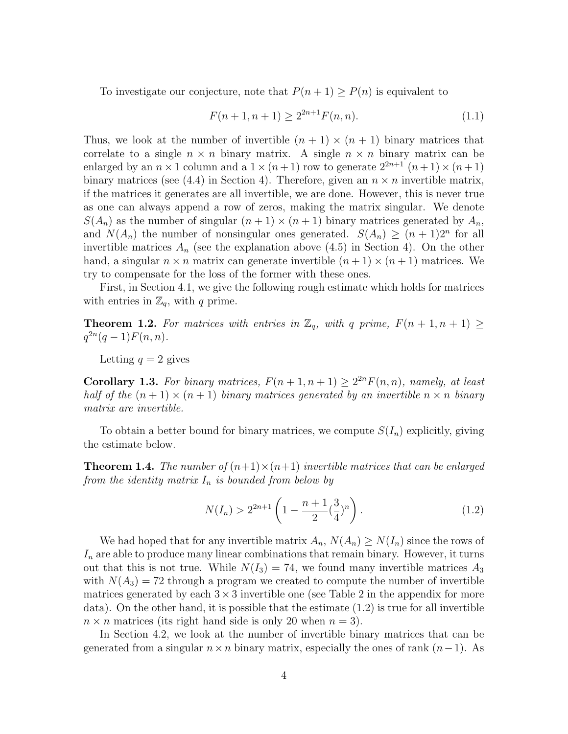To investigate our conjecture, note that $P(n+1) \geq P(n)$ is equivalent to

$$F(n+1, n+1) \geq 2^{2n+1} F(n, n). \tag{1.1}$$

Thus, we look at the number of invertible $(n+1) \times (n+1)$ binary matrices that correlate to a single $n \times n$ binary matrix. A single $n \times n$ binary matrix can be enlarged by an $n \times 1$ column and a $1 \times (n+1)$ row to generate $2^{2n+1}$ $(n+1) \times (n+1)$ binary matrices (see (4.4) in Section 4). Therefore, given an $n \times n$ invertible matrix, if the matrices it generates are all invertible, we are done. However, this is never true as one can always append a row of zeros, making the matrix singular. We denote $S(A_n)$ as the number of singular $(n+1) \times (n+1)$ binary matrices generated by $A_n$, and $N(A_n)$ the number of nonsingular ones generated. $S(A_n) \geq (n+1)2^n$ for all invertible matrices $A_n$ (see the explanation above (4.5) in Section 4). On the other hand, a singular $n \times n$ matrix can generate invertible $(n+1) \times (n+1)$ matrices. We try to compensate for the loss of the former with these ones.

First, in Section 4.1, we give the following rough estimate which holds for matrices with entries in $\mathbb{Z}_q$, with $q$ prime.

**Theorem 1.2.** *For matrices with entries in $\mathbb{Z}_q$, with $q$ prime, $F(n+1, n+1) \geq q^{2n}(q-1)F(n, n)$.*

Letting $q = 2$ gives

**Corollary 1.3.** *For binary matrices, $F(n+1, n+1) \geq 2^{2n} F(n, n)$, namely, at least half of the $(n+1) \times (n+1)$ binary matrices generated by an invertible $n \times n$ binary matrix are invertible.*

To obtain a better bound for binary matrices, we compute $S(I_n)$ explicitly, giving the estimate below.

**Theorem 1.4.** *The number of $(n+1) \times (n+1)$ invertible matrices that can be enlarged from the identity matrix $I_n$ is bounded from below by*

$$N(I_n) > 2^{2n+1} \left(1 - \frac{n+1}{2} (\frac{3}{4})^n \right). \tag{1.2}$$

We had hoped that for any invertible matrix $A_n$, $N(A_n) \geq N(I_n)$ since the rows of $I_n$ are able to produce many linear combinations that remain binary. However, it turns out that this is not true. While $N(I_3) = 74$, we found many invertible matrices $A_3$ with $N(A_3) = 72$ through a program we created to compute the number of invertible matrices generated by each $3 \times 3$ invertible one (see Table 2 in the appendix for more data). On the other hand, it is possible that the estimate (1.2) is true for all invertible $n \times n$ matrices (its right hand side is only 20 when $n = 3$).

In Section 4.2, we look at the number of invertible binary matrices that can be generated from a singular $n \times n$ binary matrix, especially the ones of rank $(n-1)$. As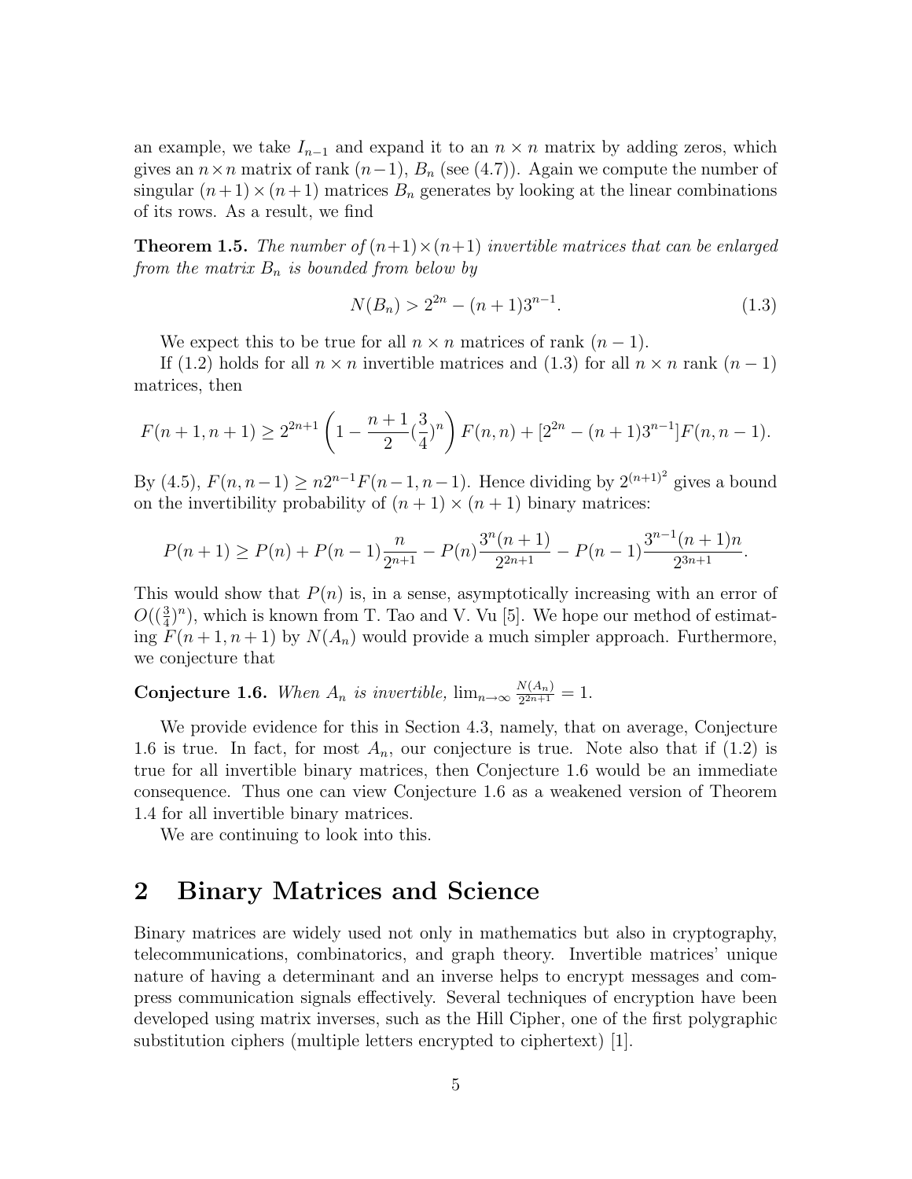an example, we take $I_{n-1}$ and expand it to an $n \times n$ matrix by adding zeros, which gives an $n \times n$ matrix of rank $(n-1)$, $B_n$ (see (4.7)). Again we compute the number of singular $(n+1) \times (n+1)$ matrices $B_n$ generates by looking at the linear combinations of its rows. As a result, we find

**Theorem 1.5.** *The number of $(n+1) \times (n+1)$ invertible matrices that can be enlarged from the matrix $B_n$ is bounded from below by*

$$N(B_n) > 2^{2n} - (n+1)3^{n-1}. \tag{1.3}$$

We expect this to be true for all $n \times n$ matrices of rank $(n-1)$.

If (1.2) holds for all $n \times n$ invertible matrices and (1.3) for all $n \times n$ rank $(n-1)$ matrices, then

$$F(n+1, n+1) \geq 2^{2n+1} \left(1 - \frac{n+1}{2}(\frac{3}{4})^n\right) F(n,n) + [2^{2n} - (n+1)3^{n-1}]F(n, n-1).$$

By (4.5), $F(n, n-1) \geq n2^{n-1}F(n-1, n-1)$. Hence dividing by $2^{(n+1)^2}$ gives a bound on the invertibility probability of $(n+1) \times (n+1)$ binary matrices:

$$P(n+1) \geq P(n) + P(n-1)\frac{n}{2^{n+1}} - P(n)\frac{3^n(n+1)}{2^{2n+1}} - P(n-1)\frac{3^{n-1}(n+1)n}{2^{3n+1}}.$$

This would show that $P(n)$ is, in a sense, asymptotically increasing with an error of $O((\frac{3}{4})^n)$, which is known from T. Tao and V. Vu [5]. We hope our method of estimating $F(n+1, n+1)$ by $N(A_n)$ would provide a much simpler approach. Furthermore, we conjecture that

**Conjecture 1.6.** *When $A_n$ is invertible, $\lim_{n\to\infty} \frac{N(A_n)}{2^{2n+1}} = 1$.*

We provide evidence for this in Section 4.3, namely, that on average, Conjecture 1.6 is true. In fact, for most $A_n$, our conjecture is true. Note also that if (1.2) is true for all invertible binary matrices, then Conjecture 1.6 would be an immediate consequence. Thus one can view Conjecture 1.6 as a weakened version of Theorem 1.4 for all invertible binary matrices.

We are continuing to look into this.

## 2 Binary Matrices and Science

Binary matrices are widely used not only in mathematics but also in cryptography, telecommunications, combinatorics, and graph theory. Invertible matrices' unique nature of having a determinant and an inverse helps to encrypt messages and compress communication signals effectively. Several techniques of encryption have been developed using matrix inverses, such as the Hill Cipher, one of the first polygraphic substitution ciphers (multiple letters encrypted to ciphertext) [1].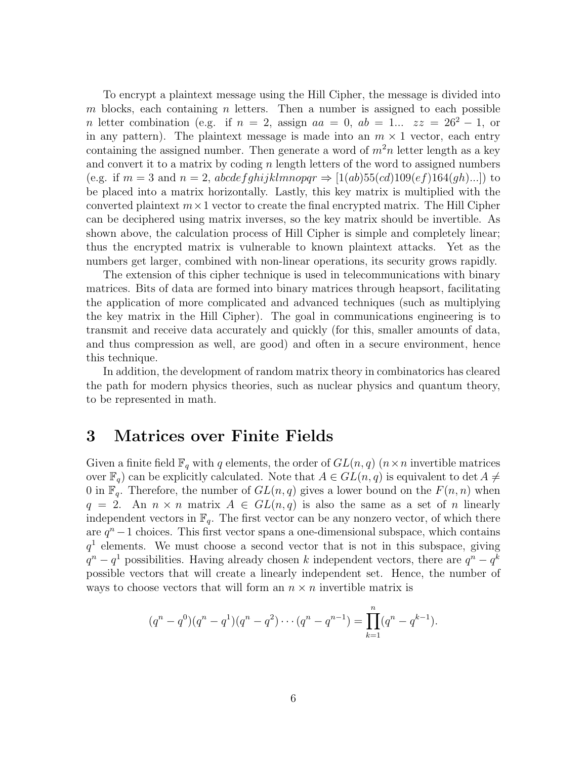To encrypt a plaintext message using the Hill Cipher, the message is divided into $m$ blocks, each containing $n$ letters. Then a number is assigned to each possible $n$ letter combination (e.g. if $n = 2$, assign $aa = 0$, $ab = 1...$ $zz = 26^2 - 1$, or in any pattern). The plaintext message is made into an $m \times 1$ vector, each entry containing the assigned number. Then generate a word of $m^2n$ letter length as a key and convert it to a matrix by coding $n$ length letters of the word to assigned numbers (e.g. if $m = 3$ and $n = 2$, $abcdefghijklmnopqr \Rightarrow [1(ab)55(cd)109(ef)164(gh)...]$) to be placed into a matrix horizontally. Lastly, this key matrix is multiplied with the converted plaintext $m \times 1$ vector to create the final encrypted matrix. The Hill Cipher can be deciphered using matrix inverses, so the key matrix should be invertible. As shown above, the calculation process of Hill Cipher is simple and completely linear; thus the encrypted matrix is vulnerable to known plaintext attacks. Yet as the numbers get larger, combined with non-linear operations, its security grows rapidly.

The extension of this cipher technique is used in telecommunications with binary matrices. Bits of data are formed into binary matrices through heapsort, facilitating the application of more complicated and advanced techniques (such as multiplying the key matrix in the Hill Cipher). The goal in communications engineering is to transmit and receive data accurately and quickly (for this, smaller amounts of data, and thus compression as well, are good) and often in a secure environment, hence this technique.

In addition, the development of random matrix theory in combinatorics has cleared the path for modern physics theories, such as nuclear physics and quantum theory, to be represented in math.

# 3 Matrices over Finite Fields

Given a finite field $\mathbb{F}_q$ with $q$ elements, the order of $GL(n, q)$ ($n \times n$ invertible matrices over $\mathbb{F}_q$) can be explicitly calculated. Note that $A \in GL(n, q)$ is equivalent to $\det A \neq 0$ in $\mathbb{F}_q$. Therefore, the number of $GL(n, q)$ gives a lower bound on the $F(n, n)$ when $q = 2$. An $n \times n$ matrix $A \in GL(n, q)$ is also the same as a set of $n$ linearly independent vectors in $\mathbb{F}_q$. The first vector can be any nonzero vector, of which there are $q^n - 1$ choices. This first vector spans a one-dimensional subspace, which contains $q^1$ elements. We must choose a second vector that is not in this subspace, giving $q^n - q^1$ possibilities. Having already chosen $k$ independent vectors, there are $q^n - q^k$ possible vectors that will create a linearly independent set. Hence, the number of ways to choose vectors that will form an $n \times n$ invertible matrix is

$$(q^n - q^0)(q^n - q^1)(q^n - q^2) \cdots (q^n - q^{n-1}) = \prod_{k=1}^{n} (q^n - q^{k-1}).$$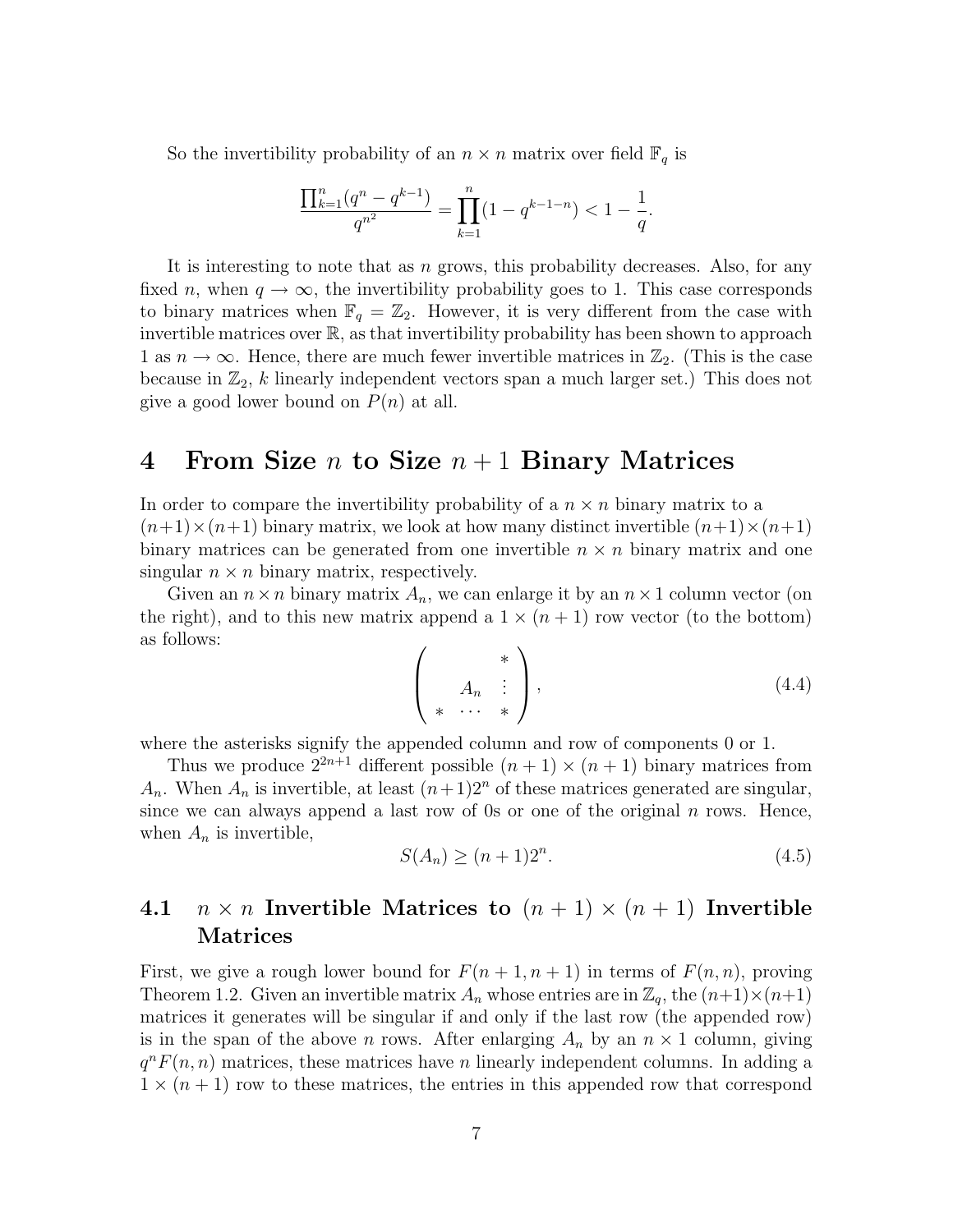So the invertibility probability of an $n \times n$ matrix over field $\mathbb{F}_q$ is

$$\frac{\prod_{k=1}^{n}(q^n - q^{k-1})}{q^{n^2}} = \prod_{k=1}^{n}(1 - q^{k-1-n}) < 1 - \frac{1}{q}.$$

It is interesting to note that as $n$ grows, this probability decreases. Also, for any fixed $n$, when $q \to \infty$, the invertibility probability goes to 1. This case corresponds to binary matrices when $\mathbb{F}_q = \mathbb{Z}_2$. However, it is very different from the case with invertible matrices over $\mathbb{R}$, as that invertibility probability has been shown to approach 1 as $n \to \infty$. Hence, there are much fewer invertible matrices in $\mathbb{Z}_2$. (This is the case because in $\mathbb{Z}_2$, $k$ linearly independent vectors span a much larger set.) This does not give a good lower bound on $P(n)$ at all.

# 4 From Size $n$ to Size $n+1$ Binary Matrices

In order to compare the invertibility probability of a $n \times n$ binary matrix to a $(n+1)\times(n+1)$ binary matrix, we look at how many distinct invertible $(n+1)\times(n+1)$ binary matrices can be generated from one invertible $n \times n$ binary matrix and one singular $n \times n$ binary matrix, respectively.

Given an $n \times n$ binary matrix $A_n$, we can enlarge it by an $n \times 1$ column vector (on the right), and to this new matrix append a $1 \times (n+1)$ row vector (to the bottom) as follows:

$$\begin{pmatrix} & & * \\ & A_n & \vdots \\ * & \cdots & * \end{pmatrix}, \tag{4.4}$$

where the asterisks signify the appended column and row of components 0 or 1.

Thus we produce $2^{2n+1}$ different possible $(n+1) \times (n+1)$ binary matrices from $A_n$. When $A_n$ is invertible, at least $(n+1)2^n$ of these matrices generated are singular, since we can always append a last row of 0s or one of the original $n$ rows. Hence, when $A_n$ is invertible,

$$S(A_n) \geq (n+1)2^n. \tag{4.5}$$

## 4.1 $n \times n$ Invertible Matrices to $(n+1) \times (n+1)$ Invertible Matrices

First, we give a rough lower bound for $F(n+1, n+1)$ in terms of $F(n, n)$, proving Theorem 1.2. Given an invertible matrix $A_n$ whose entries are in $\mathbb{Z}_q$, the $(n+1)\times(n+1)$ matrices it generates will be singular if and only if the last row (the appended row) is in the span of the above $n$ rows. After enlarging $A_n$ by an $n \times 1$ column, giving $q^n F(n, n)$ matrices, these matrices have $n$ linearly independent columns. In adding a $1 \times (n+1)$ row to these matrices, the entries in this appended row that correspond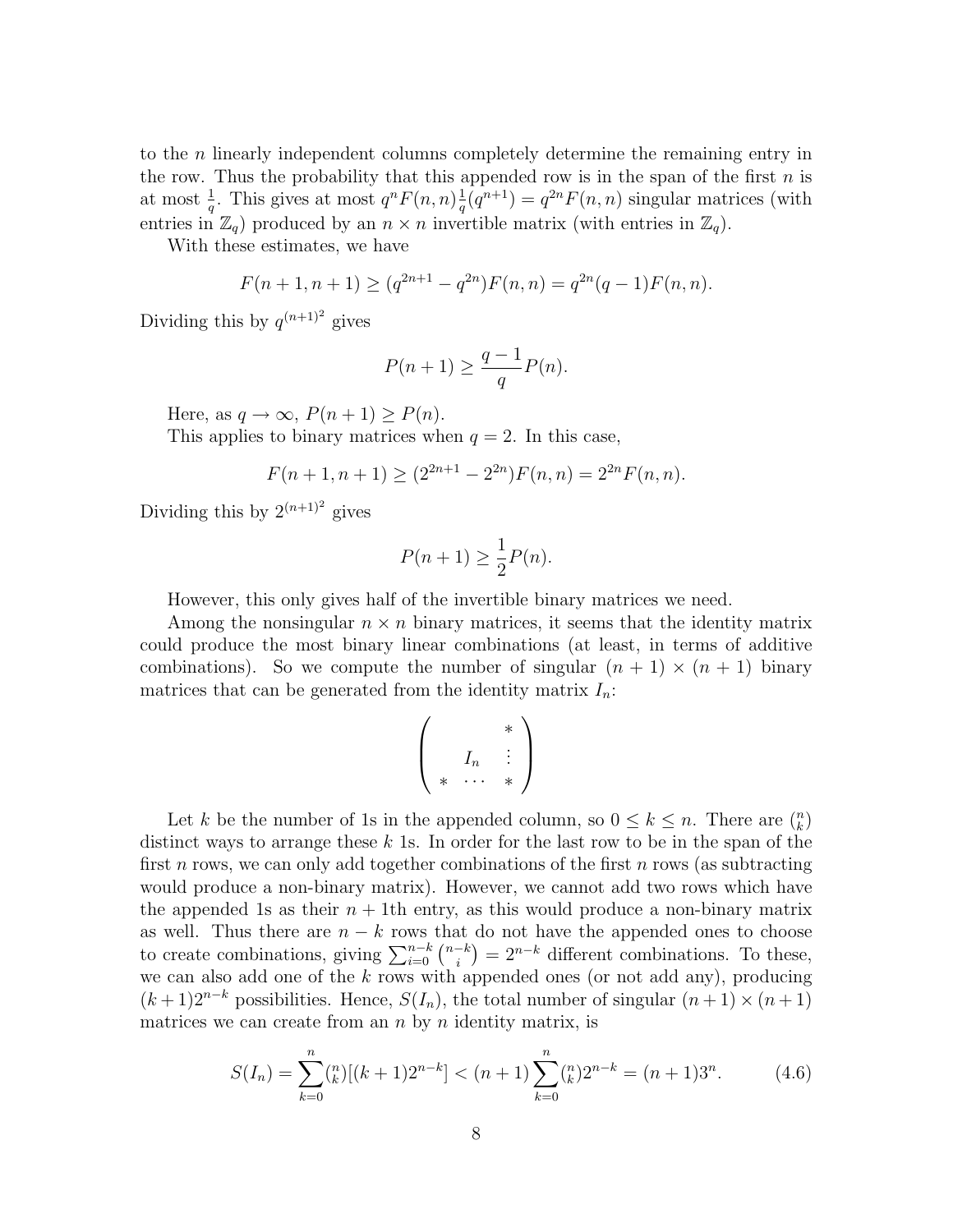to the $n$ linearly independent columns completely determine the remaining entry in the row. Thus the probability that this appended row is in the span of the first $n$ is at most $\frac{1}{q}$. This gives at most $q^n F(n,n)\frac{1}{q}(q^{n+1}) = q^{2n}F(n,n)$ singular matrices (with entries in $\mathbb{Z}_q$) produced by an $n \times n$ invertible matrix (with entries in $\mathbb{Z}_q$).

With these estimates, we have

$$F(n+1,n+1) \geq (q^{2n+1} - q^{2n})F(n,n) = q^{2n}(q-1)F(n,n).$$

Dividing this by $q^{(n+1)^2}$ gives

$$P(n+1) \geq \frac{q-1}{q}P(n).$$

Here, as $q \to \infty$, $P(n+1) \geq P(n)$.

This applies to binary matrices when $q = 2$. In this case,

$$F(n+1,n+1) \geq (2^{2n+1} - 2^{2n})F(n,n) = 2^{2n}F(n,n).$$

Dividing this by $2^{(n+1)^2}$ gives

$$P(n+1) \geq \frac{1}{2}P(n).$$

However, this only gives half of the invertible binary matrices we need.

Among the nonsingular $n \times n$ binary matrices, it seems that the identity matrix could produce the most binary linear combinations (at least, in terms of additive combinations). So we compute the number of singular $(n+1) \times (n+1)$ binary matrices that can be generated from the identity matrix $I_n$:

$$\begin{pmatrix} & & * \\ & I_n & \vdots \\ * & \cdots & * \end{pmatrix}$$

Let $k$ be the number of 1s in the appended column, so $0 \leq k \leq n$. There are $\binom{n}{k}$ distinct ways to arrange these $k$ 1s. In order for the last row to be in the span of the first $n$ rows, we can only add together combinations of the first $n$ rows (as subtracting would produce a non-binary matrix). However, we cannot add two rows which have the appended 1s as their $n+1$th entry, as this would produce a non-binary matrix as well. Thus there are $n-k$ rows that do not have the appended ones to choose to create combinations, giving $\sum_{i=0}^{n-k}\binom{n-k}{i} = 2^{n-k}$ different combinations. To these, we can also add one of the $k$ rows with appended ones (or not add any), producing $(k+1)2^{n-k}$ possibilities. Hence, $S(I_n)$, the total number of singular $(n+1) \times (n+1)$ matrices we can create from an $n$ by $n$ identity matrix, is

$$S(I_n) = \sum_{k=0}^{n}\binom{n}{k}[(k+1)2^{n-k}] < (n+1)\sum_{k=0}^{n}\binom{n}{k}2^{n-k} = (n+1)3^n. \tag{4.6}$$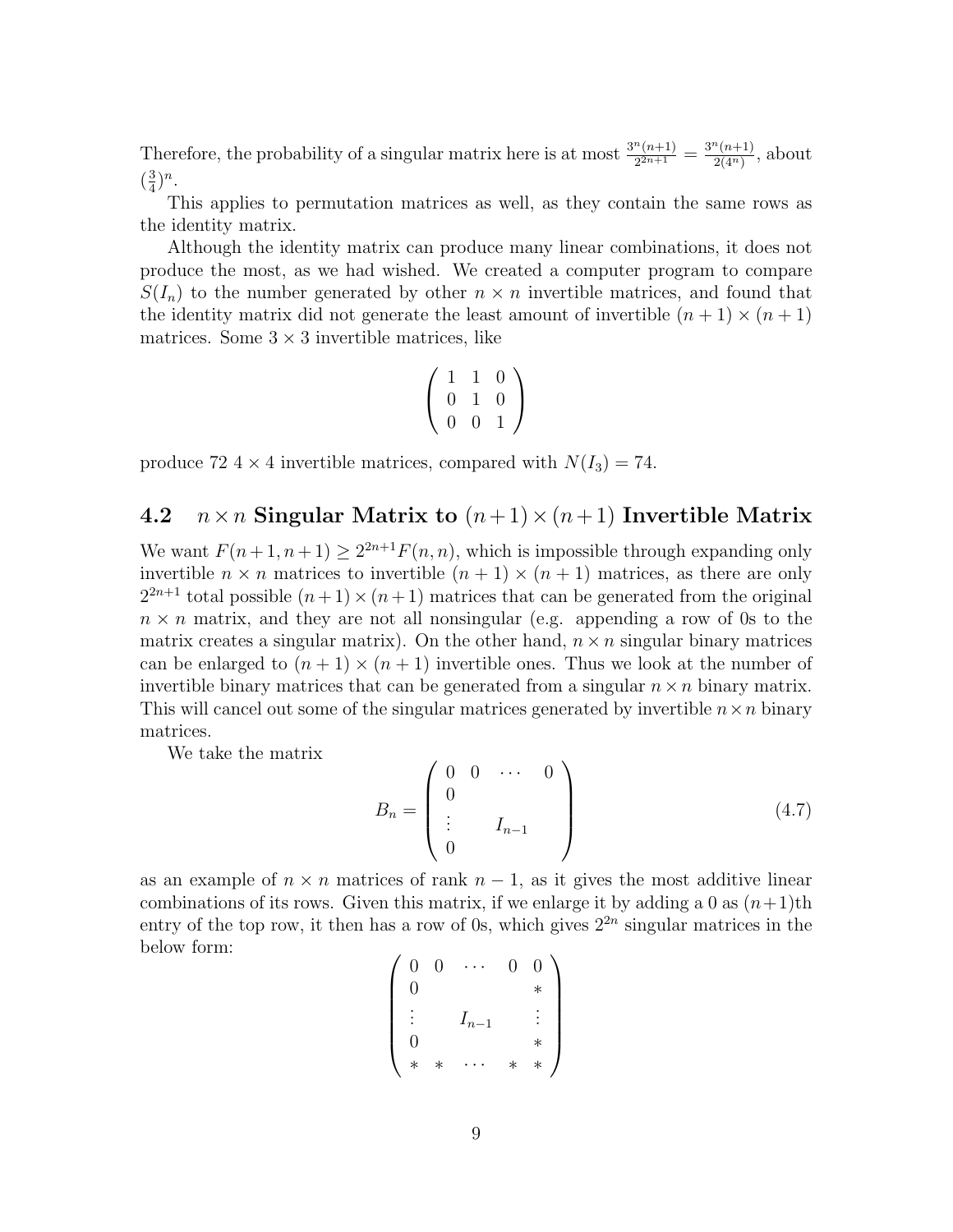Therefore, the probability of a singular matrix here is at most $\frac{3^n(n+1)}{2^{2n+1}} = \frac{3^n(n+1)}{2(4^n)}$, about $(\frac{3}{4})^n$.

This applies to permutation matrices as well, as they contain the same rows as the identity matrix.

Although the identity matrix can produce many linear combinations, it does not produce the most, as we had wished. We created a computer program to compare $S(I_n)$ to the number generated by other $n \times n$ invertible matrices, and found that the identity matrix did not generate the least amount of invertible $(n+1) \times (n+1)$ matrices. Some $3 \times 3$ invertible matrices, like

$$\begin{pmatrix} 1 & 1 & 0 \\ 0 & 1 & 0 \\ 0 & 0 & 1 \end{pmatrix}$$

produce 72 $4 \times 4$ invertible matrices, compared with $N(I_3) = 74$.

## 4.2 $n \times n$ Singular Matrix to $(n+1) \times (n+1)$ Invertible Matrix

We want $F(n+1, n+1) \geq 2^{2n+1} F(n, n)$, which is impossible through expanding only invertible $n \times n$ matrices to invertible $(n+1) \times (n+1)$ matrices, as there are only $2^{2n+1}$ total possible $(n+1) \times (n+1)$ matrices that can be generated from the original $n \times n$ matrix, and they are not all nonsingular (e.g. appending a row of 0s to the matrix creates a singular matrix). On the other hand, $n \times n$ singular binary matrices can be enlarged to $(n+1) \times (n+1)$ invertible ones. Thus we look at the number of invertible binary matrices that can be generated from a singular $n \times n$ binary matrix. This will cancel out some of the singular matrices generated by invertible $n \times n$ binary matrices.

We take the matrix

$$B_n = \begin{pmatrix} 0 & 0 & \cdots & 0 \\ 0 & & & \\ \vdots & & I_{n-1} & \\ 0 & & & \end{pmatrix} \tag{4.7}$$

as an example of $n \times n$ matrices of rank $n-1$, as it gives the most additive linear combinations of its rows. Given this matrix, if we enlarge it by adding a 0 as $(n+1)$th entry of the top row, it then has a row of 0s, which gives $2^{2n}$ singular matrices in the below form:

$$\begin{pmatrix} 0 & 0 & \cdots & 0 & 0 \\ 0 & & & & * \\ \vdots & & I_{n-1} & & \vdots \\ 0 & & & & * \\ * & * & \cdots & * & * \end{pmatrix}$$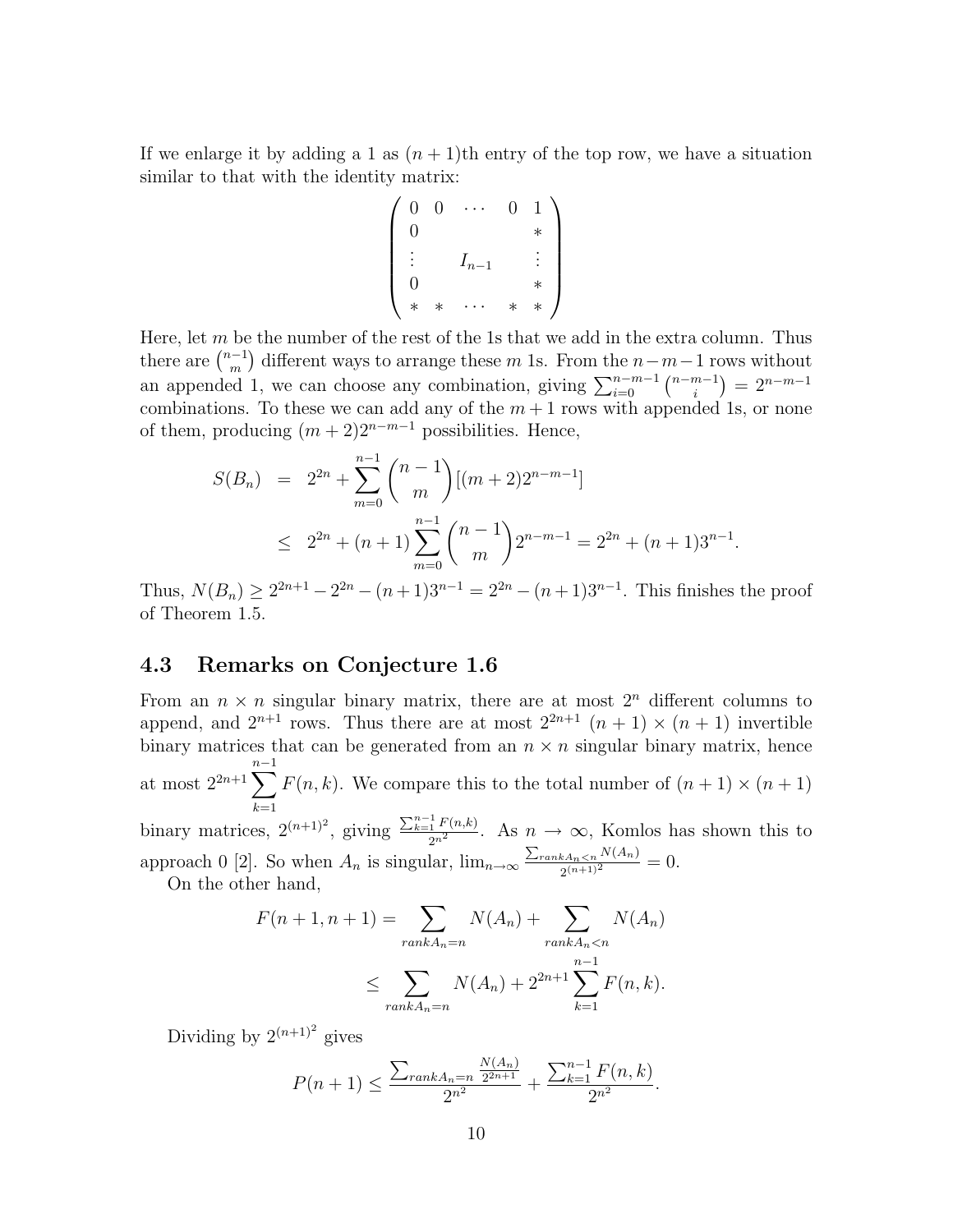If we enlarge it by adding a 1 as $(n+1)$th entry of the top row, we have a situation similar to that with the identity matrix:

$$\begin{pmatrix} 0 & 0 & \cdots & 0 & 1 \\ 0 & & & & * \\ \vdots & & I_{n-1} & & \vdots \\ 0 & & & & * \\ * & * & \cdots & * & * \end{pmatrix}$$

Here, let $m$ be the number of the rest of the 1s that we add in the extra column. Thus there are $\binom{n-1}{m}$ different ways to arrange these $m$ 1s. From the $n-m-1$ rows without an appended 1, we can choose any combination, giving $\sum_{i=0}^{n-m-1} \binom{n-m-1}{i} = 2^{n-m-1}$ combinations. To these we can add any of the $m+1$ rows with appended 1s, or none of them, producing $(m+2)2^{n-m-1}$ possibilities. Hence,

$$\begin{aligned} S(B_n) &= 2^{2n} + \sum_{m=0}^{n-1} \binom{n-1}{m} [(m+2)2^{n-m-1}] \\ &\leq 2^{2n} + (n+1) \sum_{m=0}^{n-1} \binom{n-1}{m} 2^{n-m-1} = 2^{2n} + (n+1)3^{n-1}. \end{aligned}$$

Thus, $N(B_n) \geq 2^{2n+1} - 2^{2n} - (n+1)3^{n-1} = 2^{2n} - (n+1)3^{n-1}$. This finishes the proof of Theorem 1.5.

### 4.3 Remarks on Conjecture 1.6

From an $n \times n$ singular binary matrix, there are at most $2^n$ different columns to append, and $2^{n+1}$ rows. Thus there are at most $2^{2n+1}$ $(n+1) \times (n+1)$ invertible binary matrices that can be generated from an $n \times n$ singular binary matrix, hence at most $2^{2n+1} \sum_{k=1}^{n-1} F(n,k)$. We compare this to the total number of $(n+1) \times (n+1)$ binary matrices, $2^{(n+1)^2}$, giving $\frac{\sum_{k=1}^{n-1} F(n,k)}{2^{n^2}}$. As $n \to \infty$, Komlos has shown this to approach 0 [2]. So when $A_n$ is singular, $\lim_{n\to\infty} \frac{\sum_{rank A_n < n} N(A_n)}{2^{(n+1)^2}} = 0$.

On the other hand,

$$\begin{aligned} F(n+1, n+1) &= \sum_{rank A_n = n} N(A_n) + \sum_{rank A_n < n} N(A_n) \\ &\leq \sum_{rank A_n = n} N(A_n) + 2^{2n+1} \sum_{k=1}^{n-1} F(n,k). \end{aligned}$$

Dividing by $2^{(n+1)^2}$ gives

$$P(n+1) \leq \frac{\sum_{rank A_n = n} \frac{N(A_n)}{2^{2n+1}}}{2^{n^2}} + \frac{\sum_{k=1}^{n-1} F(n,k)}{2^{n^2}}.$$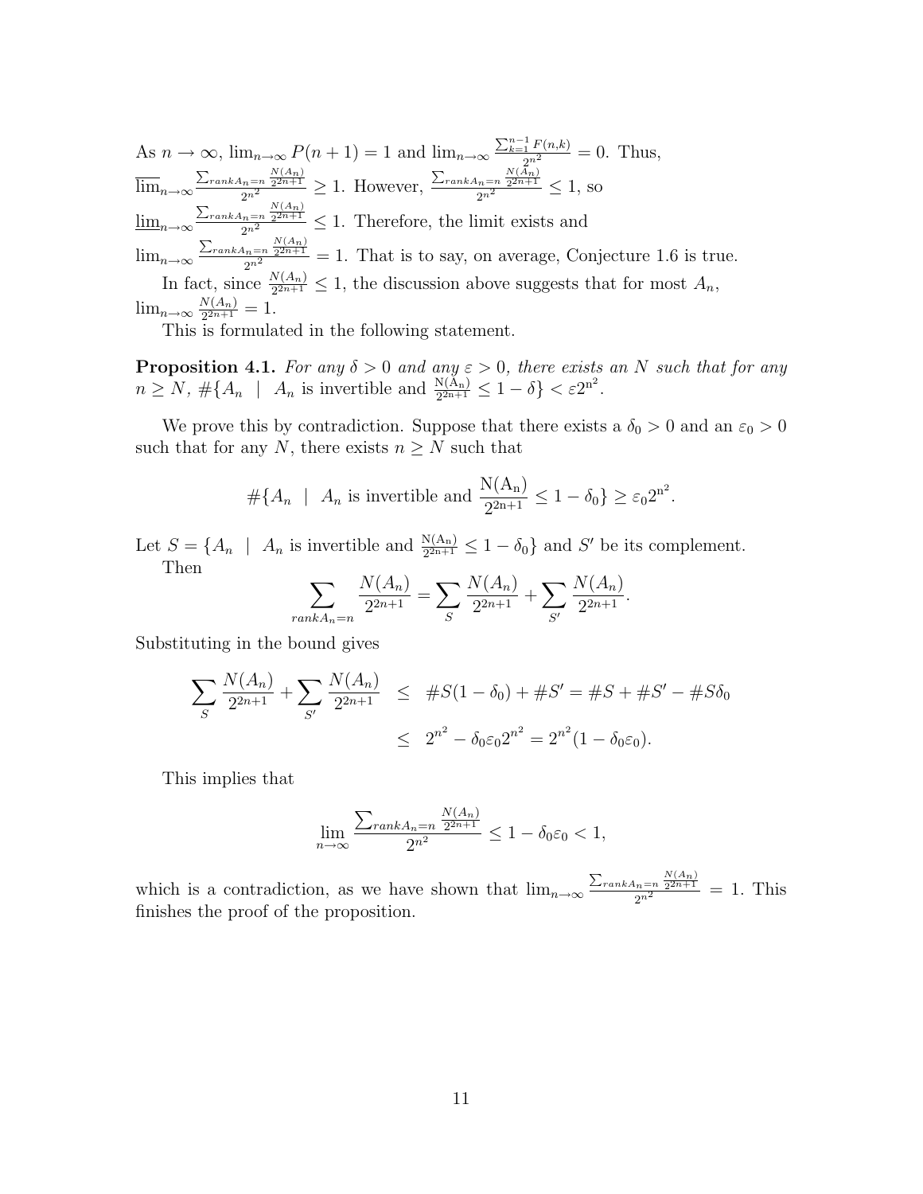As $n \to \infty$, $\lim_{n\to\infty} P(n+1) = 1$ and $\lim_{n\to\infty} \frac{\sum_{k=1}^{n-1} F(n,k)}{2^{n^2}} = 0$. Thus, $\overline{\lim}_{n\to\infty} \frac{\sum_{rank A_n = n} \frac{N(A_n)}{2^{2n+1}}}{2^{n^2}} \geq 1$. However, $\frac{\sum_{rank A_n = n} \frac{N(A_n)}{2^{2n+1}}}{2^{n^2}} \leq 1$, so $\underline{\lim}_{n\to\infty} \frac{\sum_{rank A_n = n} \frac{N(A_n)}{2^{2n+1}}}{2^{n^2}} \leq 1$. Therefore, the limit exists and $\lim_{n\to\infty} \frac{\sum_{rank A_n = n} \frac{N(A_n)}{2^{2n+1}}}{2^{n^2}} = 1$. That is to say, on average, Conjecture 1.6 is true.

In fact, since $\frac{N(A_n)}{2^{2n+1}} \leq 1$, the discussion above suggests that for most $A_n$, $\lim_{n\to\infty} \frac{N(A_n)}{2^{2n+1}} = 1$.

This is formulated in the following statement.

**Proposition 4.1.** *For any $\delta > 0$ and any $\varepsilon > 0$, there exists an $N$ such that for any $n \geq N$, $\#\{A_n \mid A_n$ is invertible and $\frac{\mathrm{N(A_n)}}{2^{2n+1}} \leq 1 - \delta\} < \varepsilon 2^{n^2}$.*

We prove this by contradiction. Suppose that there exists a $\delta_0 > 0$ and an $\varepsilon_0 > 0$ such that for any $N$, there exists $n \geq N$ such that

$$\#\{A_n \mid A_n \text{ is invertible and } \frac{\mathrm{N(A_n)}}{2^{2n+1}} \leq 1 - \delta_0\} \geq \varepsilon_0 2^{n^2}.$$

Let $S = \{A_n \mid A_n$ is invertible and $\frac{\mathrm{N(A_n)}}{2^{2n+1}} \leq 1 - \delta_0\}$ and $S'$ be its complement.

Then

$$\sum_{rank A_n = n} \frac{N(A_n)}{2^{2n+1}} = \sum_{S} \frac{N(A_n)}{2^{2n+1}} + \sum_{S'} \frac{N(A_n)}{2^{2n+1}}.$$

Substituting in the bound gives

$$\begin{aligned}
\sum_{S} \frac{N(A_n)}{2^{2n+1}} + \sum_{S'} \frac{N(A_n)}{2^{2n+1}} &\leq \#S(1-\delta_0) + \#S' = \#S + \#S' - \#S\delta_0 \\
&\leq 2^{n^2} - \delta_0\varepsilon_0 2^{n^2} = 2^{n^2}(1 - \delta_0\varepsilon_0).
\end{aligned}$$

This implies that

$$\lim_{n\to\infty} \frac{\sum_{rank A_n = n} \frac{N(A_n)}{2^{2n+1}}}{2^{n^2}} \leq 1 - \delta_0\varepsilon_0 < 1,$$

which is a contradiction, as we have shown that $\lim_{n\to\infty} \frac{\sum_{rank A_n = n} \frac{N(A_n)}{2^{2n+1}}}{2^{n^2}} = 1$. This finishes the proof of the proposition.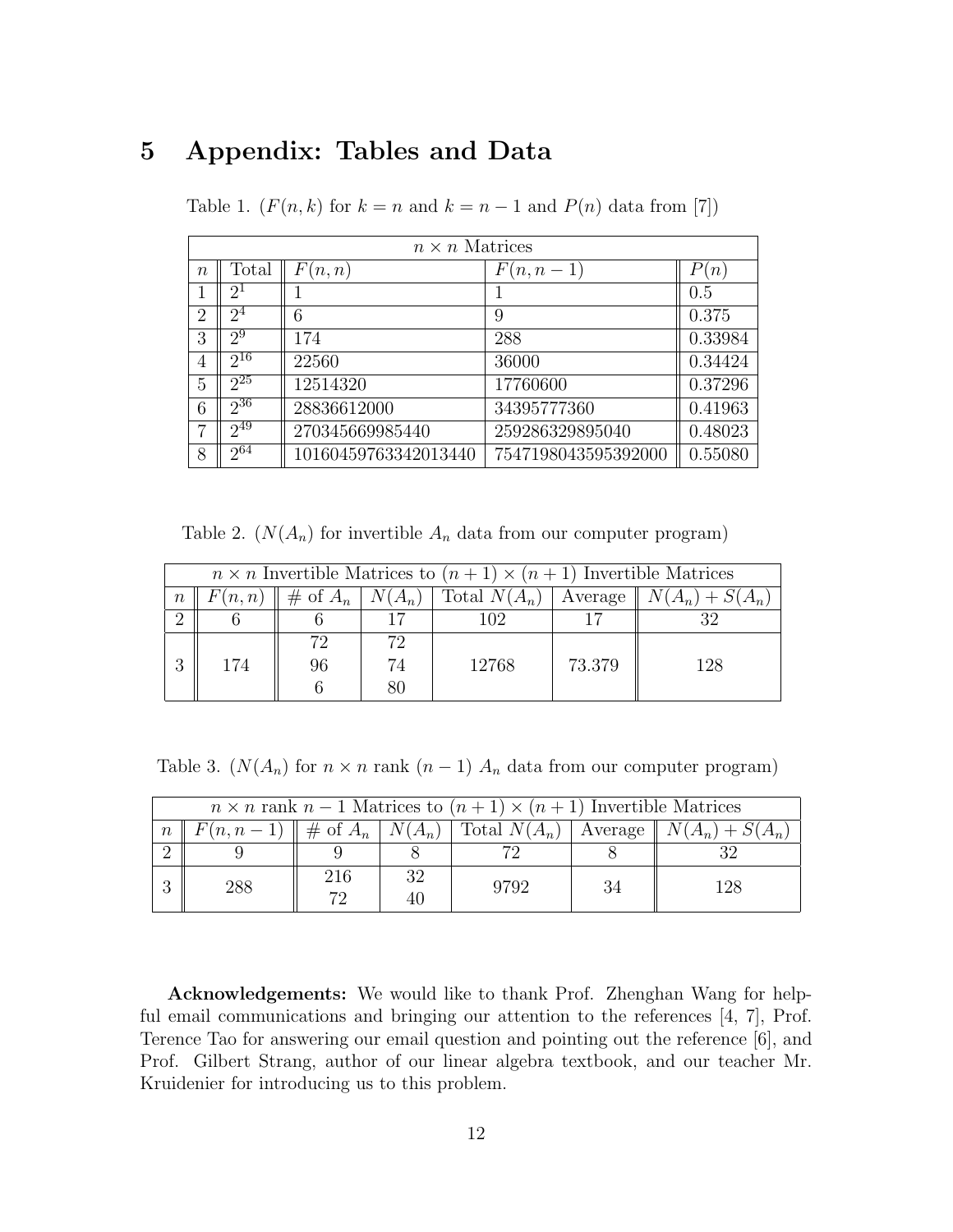# 5 Appendix: Tables and Data

Table 1. ($F(n,k)$ for $k = n$ and $k = n-1$ and $P(n)$ data from [7])

| $n \times n$ Matrices | | | | |
|---|---|---|---|---|
| $n$ | Total | $F(n,n)$ | $F(n,n-1)$ | $P(n)$ |
| 1 | $2^1$ | 1 | 1 | 0.5 |
| 2 | $2^4$ | 6 | 9 | 0.375 |
| 3 | $2^9$ | 174 | 288 | 0.33984 |
| 4 | $2^{16}$ | 22560 | 36000 | 0.34424 |
| 5 | $2^{25}$ | 12514320 | 17760600 | 0.37296 |
| 6 | $2^{36}$ | 28836612000 | 34395777360 | 0.41963 |
| 7 | $2^{49}$ | 270345669985440 | 259286329895040 | 0.48023 |
| 8 | $2^{64}$ | 10160459763342013440 | 7547198043595392000 | 0.55080 |

Table 2. ($N(A_n)$ for invertible $A_n$ data from our computer program)

| $n \times n$ Invertible Matrices to $(n+1) \times (n+1)$ Invertible Matrices | | | | | | |
|---|---|---|---|---|---|---|
| $n$ | $F(n,n)$ | # of $A_n$ | $N(A_n)$ | Total $N(A_n)$ | Average | $N(A_n) + S(A_n)$ |
| 2 | 6 | 6 | 17 | 102 | 17 | 32 |
| 3 | 174 | 72<br>96<br>6 | 72<br>74<br>80 | 12768 | 73.379 | 128 |

Table 3. ($N(A_n)$ for $n \times n$ rank $(n-1)$ $A_n$ data from our computer program)

| $n \times n$ rank $n-1$ Matrices to $(n+1) \times (n+1)$ Invertible Matrices | | | | | | |
|---|---|---|---|---|---|---|
| $n$ | $F(n,n-1)$ | # of $A_n$ | $N(A_n)$ | Total $N(A_n)$ | Average | $N(A_n) + S(A_n)$ |
| 2 | 9 | 9 | 8 | 72 | 8 | 32 |
| 3 | 288 | 216<br>72 | 32<br>40 | 9792 | 34 | 128 |

**Acknowledgements:** We would like to thank Prof. Zhenghan Wang for helpful email communications and bringing our attention to the references [4, 7], Prof. Terence Tao for answering our email question and pointing out the reference [6], and Prof. Gilbert Strang, author of our linear algebra textbook, and our teacher Mr. Kruidenier for introducing us to this problem.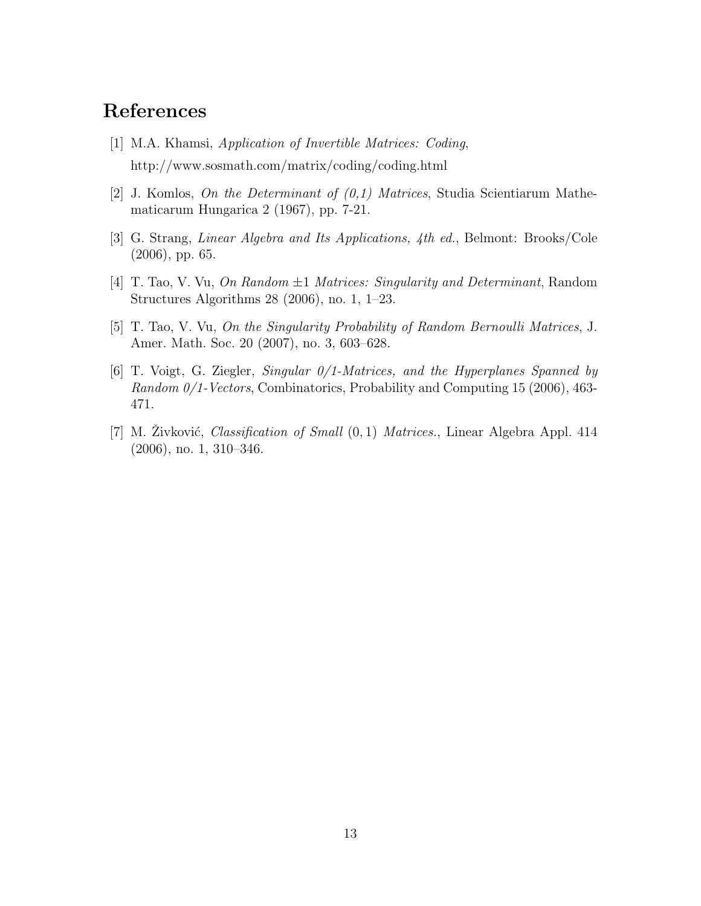# References

[1] M.A. Khamsi, *Application of Invertible Matrices: Coding*, http://www.sosmath.com/matrix/coding/coding.html

[2] J. Komlos, *On the Determinant of (0,1) Matrices*, Studia Scientiarum Mathematicarum Hungarica 2 (1967), pp. 7-21.

[3] G. Strang, *Linear Algebra and Its Applications, 4th ed.*, Belmont: Brooks/Cole (2006), pp. 65.

[4] T. Tao, V. Vu, *On Random* $\pm 1$ *Matrices: Singularity and Determinant*, Random Structures Algorithms 28 (2006), no. 1, 1–23.

[5] T. Tao, V. Vu, *On the Singularity Probability of Random Bernoulli Matrices*, J. Amer. Math. Soc. 20 (2007), no. 3, 603–628.

[6] T. Voigt, G. Ziegler, *Singular 0/1-Matrices, and the Hyperplanes Spanned by Random 0/1-Vectors*, Combinatorics, Probability and Computing 15 (2006), 463-471.

[7] M. Živković, *Classification of Small* $(0,1)$ *Matrices.*, Linear Algebra Appl. 414 (2006), no. 1, 310–346.